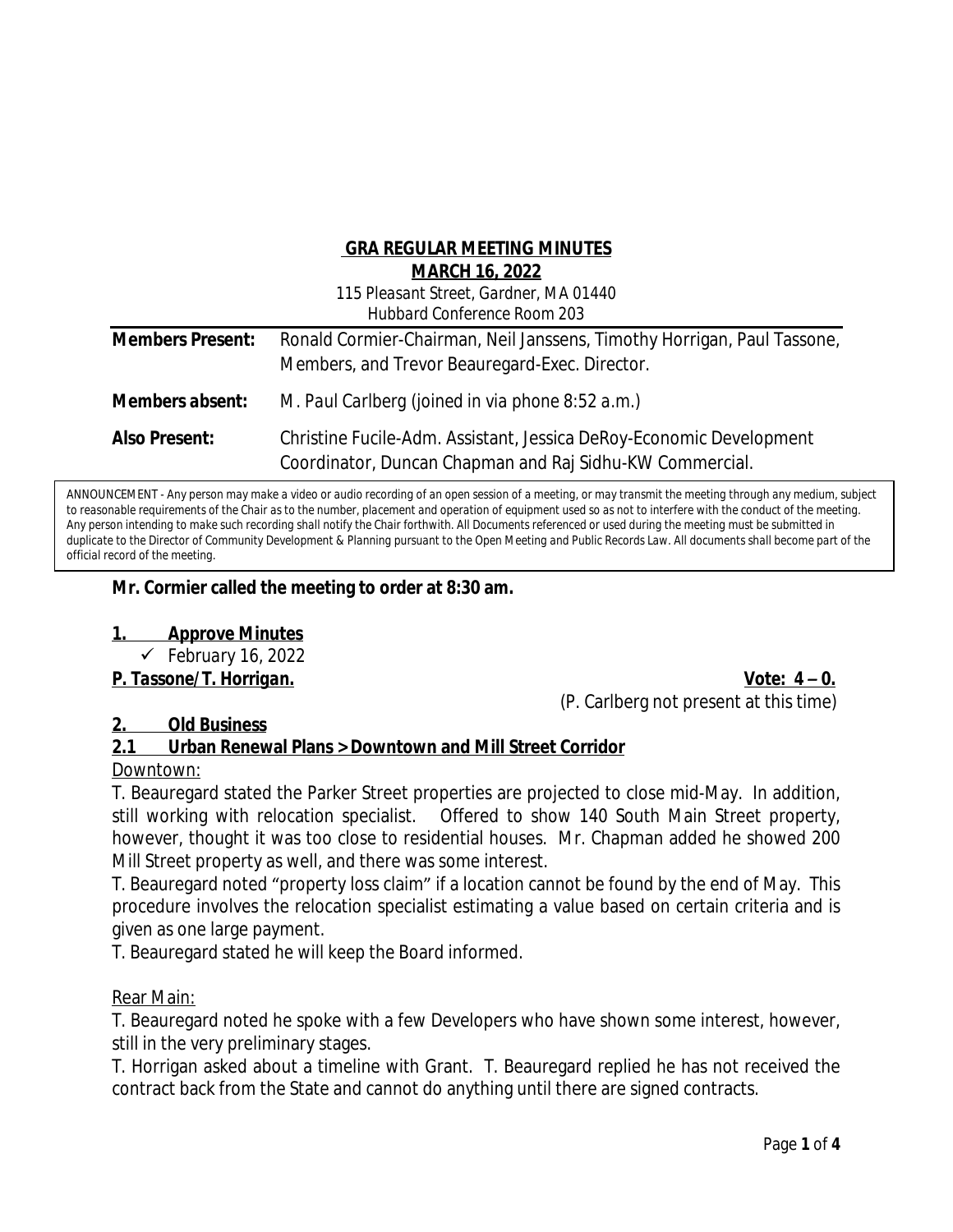**GRA REGULAR MEETING MINUTES**
**MARCH 16, 2022**

*115 Pleasant Street, Gardner, MA 01440*
*Hubbard Conference Room 203*

| | |
|---|---|
| **Members Present:** | Ronald Cormier-Chairman, Neil Janssens, Timothy Horrigan, Paul Tassone, Members, and Trevor Beauregard-Exec. Director. |
| **Members absent:** | M. Paul Carlberg (joined in via phone 8:52 a.m.) |
| **Also Present:** | Christine Fucile-Adm. Assistant, Jessica DeRoy-Economic Development Coordinator, Duncan Chapman and Raj Sidhu-KW Commercial. |

ANNOUNCEMENT - Any person may make a video or audio recording of an open session of a meeting, or may transmit the meeting through any medium, subject to reasonable requirements of the Chair as to the number, placement and operation of equipment used so as not to interfere with the conduct of the meeting. Any person intending to make such recording shall notify the Chair forthwith. All Documents referenced or used during the meeting must be submitted in duplicate to the Director of Community Development & Planning pursuant to the Open Meeting and Public Records Law. All documents shall become part of the official record of the meeting.

**Mr. Cormier called the meeting to order at 8:30 am.**

## 1. Approve Minutes

- ✓ February 16, 2022

***P. Tassone/T. Horrigan.*** **Vote: 4 – 0.**

(P. Carlberg not present at this time)

## 2. Old Business

### 2.1 Urban Renewal Plans > Downtown and Mill Street Corridor

Downtown:

T. Beauregard stated the Parker Street properties are projected to close mid-May. In addition, still working with relocation specialist. Offered to show 140 South Main Street property, however, thought it was too close to residential houses. Mr. Chapman added he showed 200 Mill Street property as well, and there was some interest.

T. Beauregard noted "property loss claim" if a location cannot be found by the end of May. This procedure involves the relocation specialist estimating a value based on certain criteria and is given as one large payment.

T. Beauregard stated he will keep the Board informed.

Rear Main:

T. Beauregard noted he spoke with a few Developers who have shown some interest, however, still in the very preliminary stages.

T. Horrigan asked about a timeline with Grant. T. Beauregard replied he has not received the contract back from the State and cannot do anything until there are signed contracts.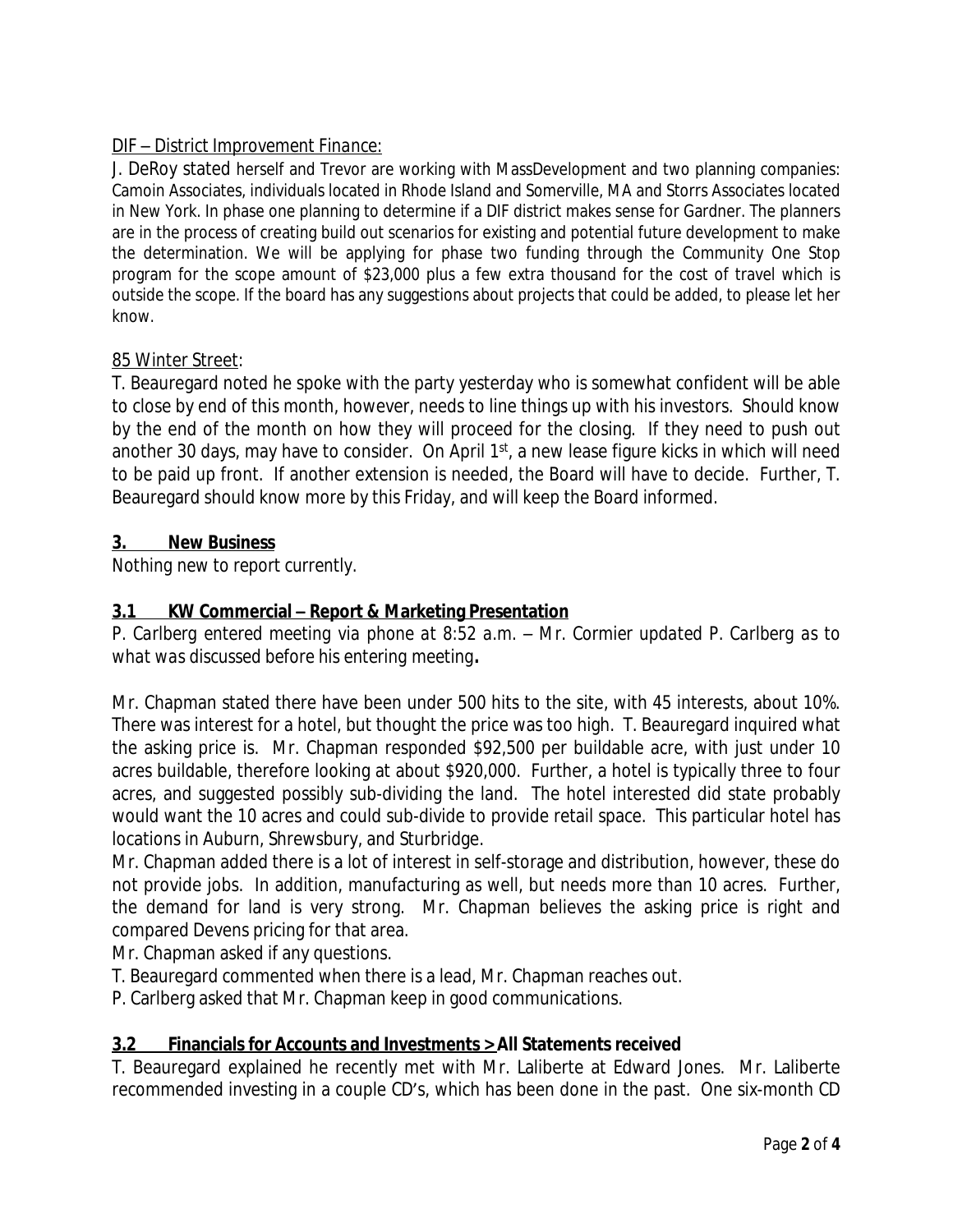<u>DIF – District Improvement Finance:</u>

J. DeRoy stated herself and Trevor are working with MassDevelopment and two planning companies: Camoin Associates, individuals located in Rhode Island and Somerville, MA and Storrs Associates located in New York. In phase one planning to determine if a DIF district makes sense for Gardner. The planners are in the process of creating build out scenarios for existing and potential future development to make the determination. We will be applying for phase two funding through the Community One Stop program for the scope amount of $23,000 plus a few extra thousand for the cost of travel which is outside the scope. If the board has any suggestions about projects that could be added, to please let her know.

<u>85 Winter Street</u>:

T. Beauregard noted he spoke with the party yesterday who is somewhat confident will be able to close by end of this month, however, needs to line things up with his investors. Should know by the end of the month on how they will proceed for the closing. If they need to push out another 30 days, may have to consider. On April 1st, a new lease figure kicks in which will need to be paid up front. If another extension is needed, the Board will have to decide. Further, T. Beauregard should know more by this Friday, and will keep the Board informed.

**3. New Business**

Nothing new to report currently.

**3.1 KW Commercial – Report & Marketing Presentation**

*P. Carlberg entered meeting via phone at 8:52 a.m. – Mr. Cormier updated P. Carlberg as to what was discussed before his entering meeting.*

Mr. Chapman stated there have been under 500 hits to the site, with 45 interests, about 10%. There was interest for a hotel, but thought the price was too high. T. Beauregard inquired what the asking price is. Mr. Chapman responded $92,500 per buildable acre, with just under 10 acres buildable, therefore looking at about $920,000. Further, a hotel is typically three to four acres, and suggested possibly sub-dividing the land. The hotel interested did state probably would want the 10 acres and could sub-divide to provide retail space. This particular hotel has locations in Auburn, Shrewsbury, and Sturbridge.

Mr. Chapman added there is a lot of interest in self-storage and distribution, however, these do not provide jobs. In addition, manufacturing as well, but needs more than 10 acres. Further, the demand for land is very strong. Mr. Chapman believes the asking price is right and compared Devens pricing for that area.

Mr. Chapman asked if any questions.

T. Beauregard commented when there is a lead, Mr. Chapman reaches out.

P. Carlberg asked that Mr. Chapman keep in good communications.

**3.2 Financials for Accounts and Investments > All Statements received**

T. Beauregard explained he recently met with Mr. Laliberte at Edward Jones. Mr. Laliberte recommended investing in a couple CD's, which has been done in the past. One six-month CD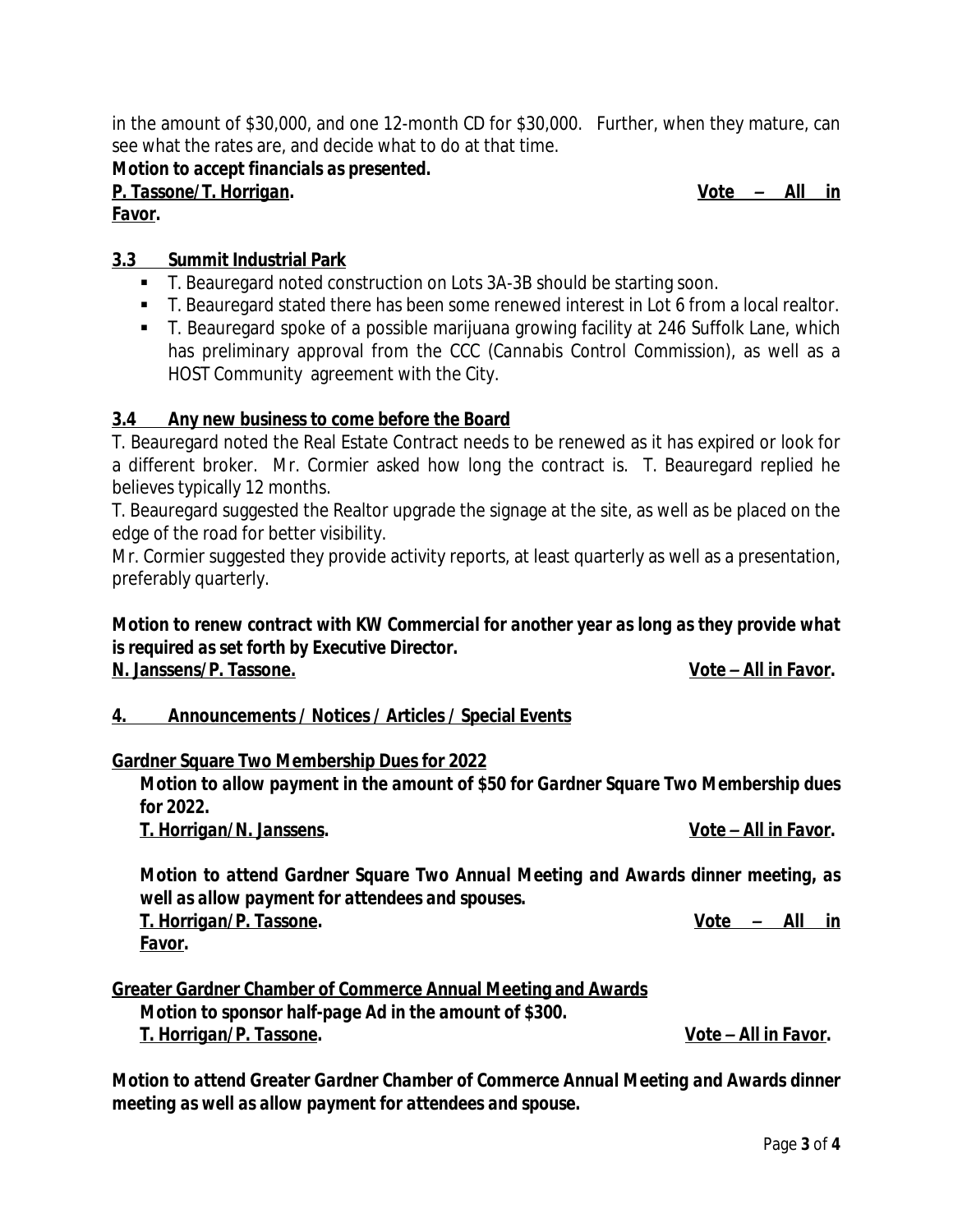in the amount of $30,000, and one 12-month CD for $30,000. Further, when they mature, can see what the rates are, and decide what to do at that time.

***Motion to accept financials as presented.***
***__P. Tassone/T. Horrigan__.*** ***__Vote – All in Favor__.***

## 3.3 Summit Industrial Park

- T. Beauregard noted construction on Lots 3A-3B should be starting soon.
- T. Beauregard stated there has been some renewed interest in Lot 6 from a local realtor.
- T. Beauregard spoke of a possible marijuana growing facility at 246 Suffolk Lane, which has preliminary approval from the CCC (Cannabis Control Commission), as well as a HOST Community agreement with the City.

## 3.4 Any new business to come before the Board

T. Beauregard noted the Real Estate Contract needs to be renewed as it has expired or look for a different broker. Mr. Cormier asked how long the contract is. T. Beauregard replied he believes typically 12 months.

T. Beauregard suggested the Realtor upgrade the signage at the site, as well as be placed on the edge of the road for better visibility.

Mr. Cormier suggested they provide activity reports, at least quarterly as well as a presentation, preferably quarterly.

***Motion to renew contract with KW Commercial for another year as long as they provide what is required as set forth by Executive Director.***
***__N. Janssens/P. Tassone.__*** ***__Vote – All in Favor__.***

## 4. Announcements / Notices / Articles / Special Events

**__Gardner Square Two Membership Dues for 2022__**

***Motion to allow payment in the amount of $50 for Gardner Square Two Membership dues for 2022.***
***__T. Horrigan/N. Janssens__.*** ***__Vote – All in Favor__.***

***Motion to attend Gardner Square Two Annual Meeting and Awards dinner meeting, as well as allow payment for attendees and spouses.***
***__T. Horrigan/P. Tassone__.*** ***__Vote – All in Favor__.***

**__Greater Gardner Chamber of Commerce Annual Meeting and Awards__**

***Motion to sponsor half-page Ad in the amount of $300.***
***__T. Horrigan/P. Tassone__.*** ***__Vote – All in Favor__.***

***Motion to attend Greater Gardner Chamber of Commerce Annual Meeting and Awards dinner meeting as well as allow payment for attendees and spouse.***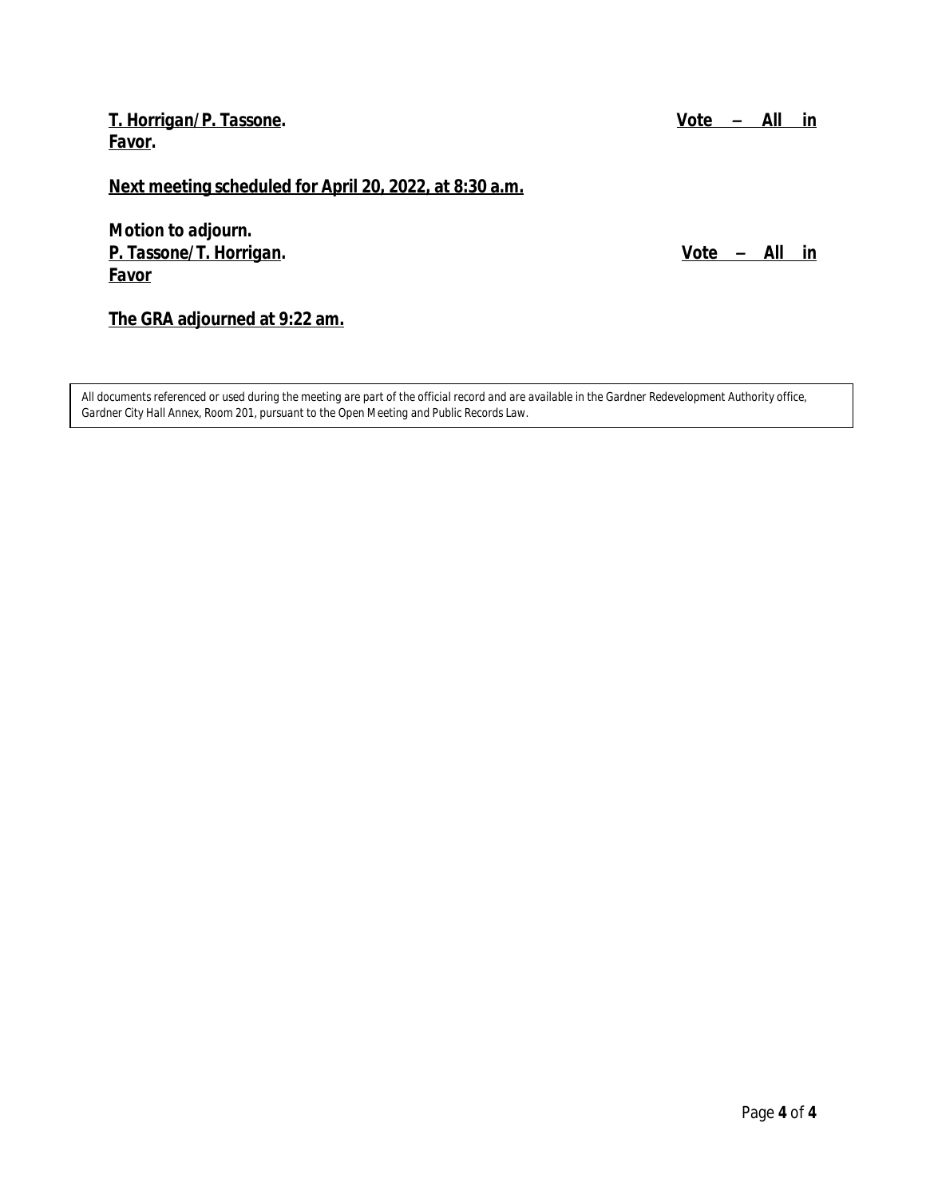***T. Horrigan/P. Tassone*. *Vote – All in Favor*.**

***Next meeting scheduled for April 20, 2022, at 8:30 a.m.***

***Motion to adjourn.***
***P. Tassone/T. Horrigan*. *Vote – All in Favor***

***The GRA adjourned at 9:22 am.***

All documents referenced or used during the meeting are part of the official record and are available in the Gardner Redevelopment Authority office, Gardner City Hall Annex, Room 201, pursuant to the Open Meeting and Public Records Law.